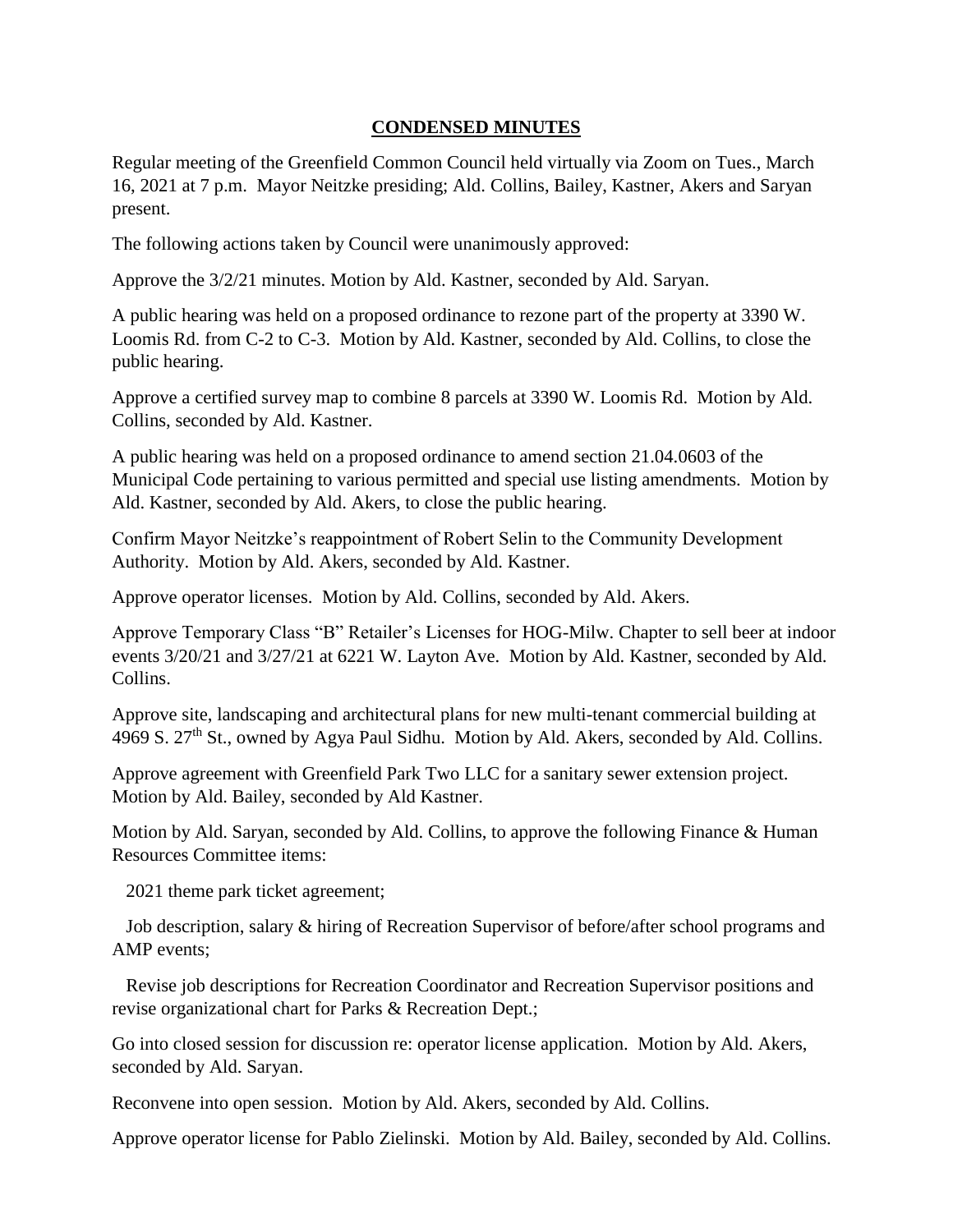# **CONDENSED MINUTES**

Regular meeting of the Greenfield Common Council held virtually via Zoom on Tues., March 16, 2021 at 7 p.m. Mayor Neitzke presiding; Ald. Collins, Bailey, Kastner, Akers and Saryan present.

The following actions taken by Council were unanimously approved:

Approve the 3/2/21 minutes. Motion by Ald. Kastner, seconded by Ald. Saryan.

A public hearing was held on a proposed ordinance to rezone part of the property at 3390 W. Loomis Rd. from C-2 to C-3. Motion by Ald. Kastner, seconded by Ald. Collins, to close the public hearing.

Approve a certified survey map to combine 8 parcels at 3390 W. Loomis Rd. Motion by Ald. Collins, seconded by Ald. Kastner.

A public hearing was held on a proposed ordinance to amend section 21.04.0603 of the Municipal Code pertaining to various permitted and special use listing amendments. Motion by Ald. Kastner, seconded by Ald. Akers, to close the public hearing.

Confirm Mayor Neitzke's reappointment of Robert Selin to the Community Development Authority. Motion by Ald. Akers, seconded by Ald. Kastner.

Approve operator licenses. Motion by Ald. Collins, seconded by Ald. Akers.

Approve Temporary Class "B" Retailer's Licenses for HOG-Milw. Chapter to sell beer at indoor events 3/20/21 and 3/27/21 at 6221 W. Layton Ave. Motion by Ald. Kastner, seconded by Ald. Collins.

Approve site, landscaping and architectural plans for new multi-tenant commercial building at 4969 S. 27th St., owned by Agya Paul Sidhu. Motion by Ald. Akers, seconded by Ald. Collins.

Approve agreement with Greenfield Park Two LLC for a sanitary sewer extension project. Motion by Ald. Bailey, seconded by Ald Kastner.

Motion by Ald. Saryan, seconded by Ald. Collins, to approve the following Finance & Human Resources Committee items:

2021 theme park ticket agreement;

Job description, salary & hiring of Recreation Supervisor of before/after school programs and AMP events;

Revise job descriptions for Recreation Coordinator and Recreation Supervisor positions and revise organizational chart for Parks & Recreation Dept.;

Go into closed session for discussion re: operator license application. Motion by Ald. Akers, seconded by Ald. Saryan.

Reconvene into open session. Motion by Ald. Akers, seconded by Ald. Collins.

Approve operator license for Pablo Zielinski. Motion by Ald. Bailey, seconded by Ald. Collins.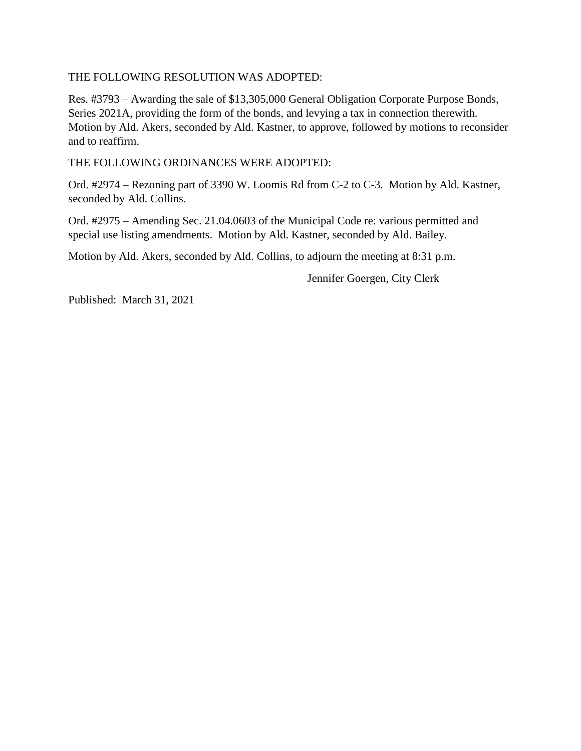THE FOLLOWING RESOLUTION WAS ADOPTED:

Res. #3793 – Awarding the sale of $13,305,000 General Obligation Corporate Purpose Bonds, Series 2021A, providing the form of the bonds, and levying a tax in connection therewith. Motion by Ald. Akers, seconded by Ald. Kastner, to approve, followed by motions to reconsider and to reaffirm.

THE FOLLOWING ORDINANCES WERE ADOPTED:

Ord. #2974 – Rezoning part of 3390 W. Loomis Rd from C-2 to C-3. Motion by Ald. Kastner, seconded by Ald. Collins.

Ord. #2975 – Amending Sec. 21.04.0603 of the Municipal Code re: various permitted and special use listing amendments. Motion by Ald. Kastner, seconded by Ald. Bailey.

Motion by Ald. Akers, seconded by Ald. Collins, to adjourn the meeting at 8:31 p.m.

Jennifer Goergen, City Clerk

Published: March 31, 2021